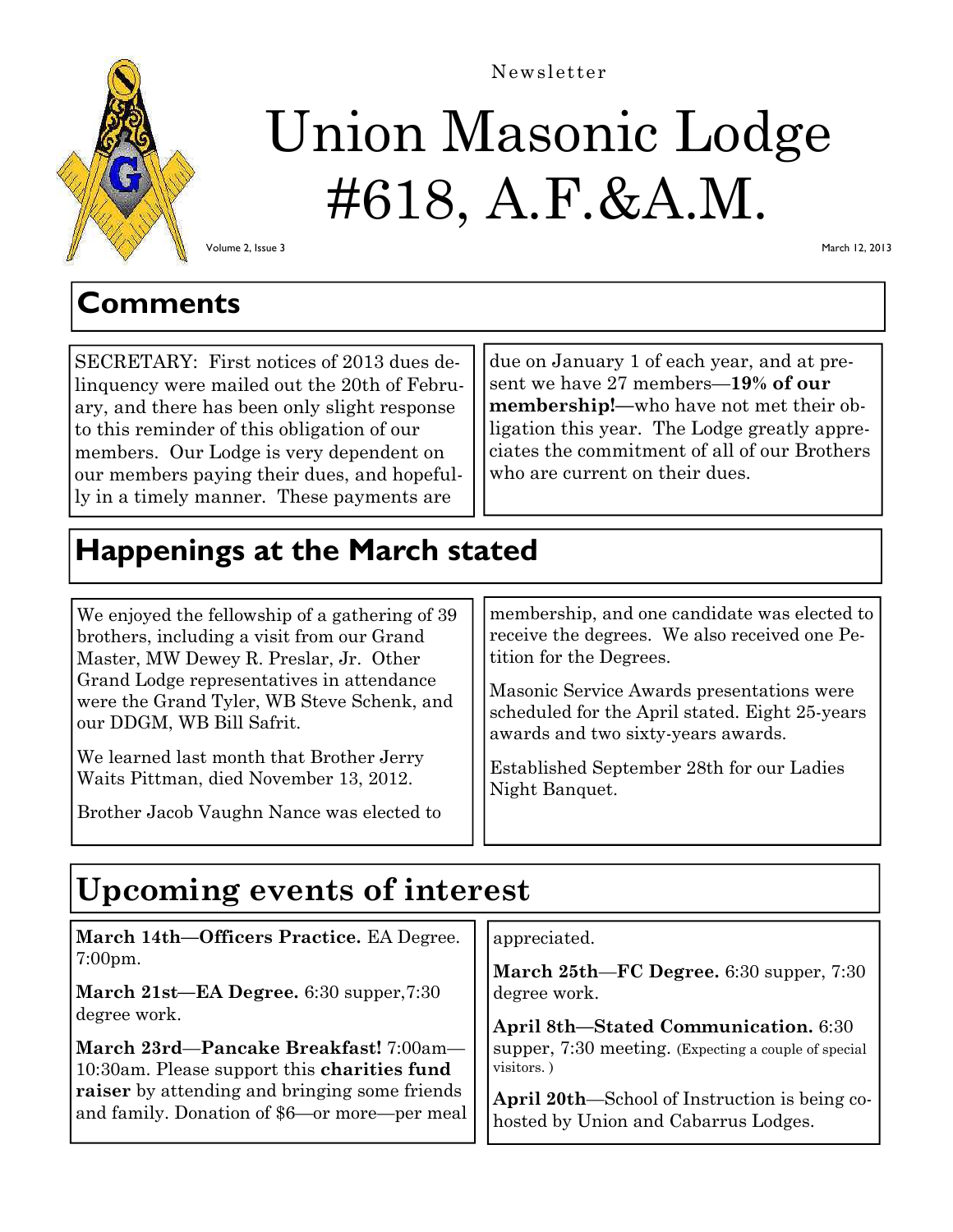Newsletter

# Union Masonic Lodge #618, A.F.&A.M.

Volume 2, Issue 3

March 12, 2013

## Comments

SECRETARY: First notices of 2013 dues delinquency were mailed out the 20th of February, and there has been only slight response to this reminder of this obligation of our members. Our Lodge is very dependent on our members paying their dues, and hopefully in a timely manner. These payments are due on January 1 of each year, and at present we have 27 members—**19% of our membership!**—who have not met their obligation this year. The Lodge greatly appreciates the commitment of all of our Brothers who are current on their dues.

## Happenings at the March stated

We enjoyed the fellowship of a gathering of 39 brothers, including a visit from our Grand Master, MW Dewey R. Preslar, Jr. Other Grand Lodge representatives in attendance were the Grand Tyler, WB Steve Schenk, and our DDGM, WB Bill Safrit.

We learned last month that Brother Jerry Waits Pittman, died November 13, 2012.

Brother Jacob Vaughn Nance was elected to membership, and one candidate was elected to receive the degrees. We also received one Petition for the Degrees.

Masonic Service Awards presentations were scheduled for the April stated. Eight 25-years awards and two sixty-years awards.

Established September 28th for our Ladies Night Banquet.

## Upcoming events of interest

**March 14th—Officers Practice.** EA Degree. 7:00pm.

**March 21st—EA Degree.** 6:30 supper,7:30 degree work.

**March 23rd**—**Pancake Breakfast!** 7:00am—10:30am. Please support this **charities fund raiser** by attending and bringing some friends and family. Donation of $6—or more—per meal appreciated.

**March 25th**—**FC Degree.** 6:30 supper, 7:30 degree work.

**April 8th—Stated Communication.** 6:30 supper, 7:30 meeting. (Expecting a couple of special visitors. )

**April 20th**—School of Instruction is being co-hosted by Union and Cabarrus Lodges.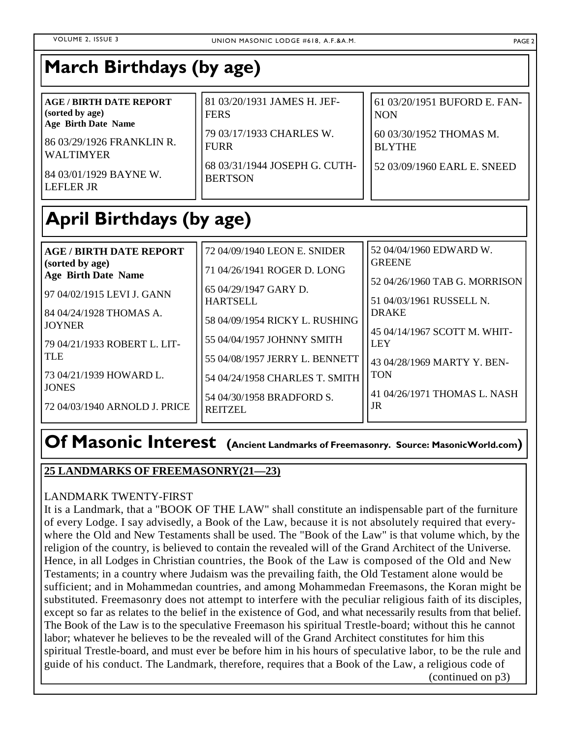# March Birthdays (by age)

**AGE / BIRTH DATE REPORT (sorted by age)**
**Age Birth Date Name**

86 03/29/1926 FRANKLIN R. WALTIMYER

84 03/01/1929 BAYNE W. LEFLER JR

81 03/20/1931 JAMES H. JEFFERS

79 03/17/1933 CHARLES W. FURR

68 03/31/1944 JOSEPH G. CUTHBERTSON

61 03/20/1951 BUFORD E. FANNON

60 03/30/1952 THOMAS M. BLYTHE

52 03/09/1960 EARL E. SNEED

# April Birthdays (by age)

**AGE / BIRTH DATE REPORT (sorted by age)**
**Age Birth Date Name**

97 04/02/1915 LEVI J. GANN

84 04/24/1928 THOMAS A. JOYNER

79 04/21/1933 ROBERT L. LITTLE

73 04/21/1939 HOWARD L. JONES

72 04/03/1940 ARNOLD J. PRICE

72 04/09/1940 LEON E. SNIDER

71 04/26/1941 ROGER D. LONG

65 04/29/1947 GARY D. HARTSELL

58 04/09/1954 RICKY L. RUSHING

55 04/04/1957 JOHNNY SMITH

55 04/08/1957 JERRY L. BENNETT

54 04/24/1958 CHARLES T. SMITH

54 04/30/1958 BRADFORD S. REITZEL

52 04/04/1960 EDWARD W. GREENE

52 04/26/1960 TAB G. MORRISON

51 04/03/1961 RUSSELL N. DRAKE

45 04/14/1967 SCOTT M. WHITLEY

43 04/28/1969 MARTY Y. BENTON

41 04/26/1971 THOMAS L. NASH JR

# Of Masonic Interest (Ancient Landmarks of Freemasonry. Source: MasonicWorld.com)

**25 LANDMARKS OF FREEMASONRY(21—23)**

LANDMARK TWENTY-FIRST

It is a Landmark, that a "BOOK OF THE LAW" shall constitute an indispensable part of the furniture of every Lodge. I say advisedly, a Book of the Law, because it is not absolutely required that everywhere the Old and New Testaments shall be used. The "Book of the Law" is that volume which, by the religion of the country, is believed to contain the revealed will of the Grand Architect of the Universe. Hence, in all Lodges in Christian countries, the Book of the Law is composed of the Old and New Testaments; in a country where Judaism was the prevailing faith, the Old Testament alone would be sufficient; and in Mohammedan countries, and among Mohammedan Freemasons, the Koran might be substituted. Freemasonry does not attempt to interfere with the peculiar religious faith of its disciples, except so far as relates to the belief in the existence of God, and what necessarily results from that belief. The Book of the Law is to the speculative Freemason his spiritual Trestle-board; without this he cannot labor; whatever he believes to be the revealed will of the Grand Architect constitutes for him this spiritual Trestle-board, and must ever be before him in his hours of speculative labor, to be the rule and guide of his conduct. The Landmark, therefore, requires that a Book of the Law, a religious code of

(continued on p3)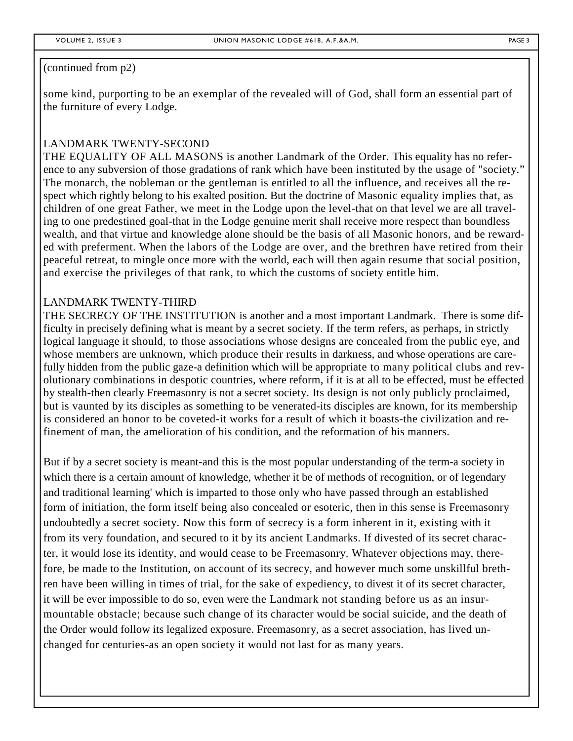(continued from p2)

some kind, purporting to be an exemplar of the revealed will of God, shall form an essential part of the furniture of every Lodge.

## LANDMARK TWENTY-SECOND

THE EQUALITY OF ALL MASONS is another Landmark of the Order. This equality has no reference to any subversion of those gradations of rank which have been instituted by the usage of "society." The monarch, the nobleman or the gentleman is entitled to all the influence, and receives all the respect which rightly belong to his exalted position. But the doctrine of Masonic equality implies that, as children of one great Father, we meet in the Lodge upon the level-that on that level we are all traveling to one predestined goal-that in the Lodge genuine merit shall receive more respect than boundless wealth, and that virtue and knowledge alone should be the basis of all Masonic honors, and be rewarded with preferment. When the labors of the Lodge are over, and the brethren have retired from their peaceful retreat, to mingle once more with the world, each will then again resume that social position, and exercise the privileges of that rank, to which the customs of society entitle him.

## LANDMARK TWENTY-THIRD

THE SECRECY OF THE INSTITUTION is another and a most important Landmark. There is some difficulty in precisely defining what is meant by a secret society. If the term refers, as perhaps, in strictly logical language it should, to those associations whose designs are concealed from the public eye, and whose members are unknown, which produce their results in darkness, and whose operations are carefully hidden from the public gaze-a definition which will be appropriate to many political clubs and revolutionary combinations in despotic countries, where reform, if it is at all to be effected, must be effected by stealth-then clearly Freemasonry is not a secret society. Its design is not only publicly proclaimed, but is vaunted by its disciples as something to be venerated-its disciples are known, for its membership is considered an honor to be coveted-it works for a result of which it boasts-the civilization and refinement of man, the amelioration of his condition, and the reformation of his manners.

But if by a secret society is meant-and this is the most popular understanding of the term-a society in which there is a certain amount of knowledge, whether it be of methods of recognition, or of legendary and traditional learning' which is imparted to those only who have passed through an established form of initiation, the form itself being also concealed or esoteric, then in this sense is Freemasonry undoubtedly a secret society. Now this form of secrecy is a form inherent in it, existing with it from its very foundation, and secured to it by its ancient Landmarks. If divested of its secret character, it would lose its identity, and would cease to be Freemasonry. Whatever objections may, therefore, be made to the Institution, on account of its secrecy, and however much some unskillful brethren have been willing in times of trial, for the sake of expediency, to divest it of its secret character, it will be ever impossible to do so, even were the Landmark not standing before us as an insurmountable obstacle; because such change of its character would be social suicide, and the death of the Order would follow its legalized exposure. Freemasonry, as a secret association, has lived unchanged for centuries-as an open society it would not last for as many years.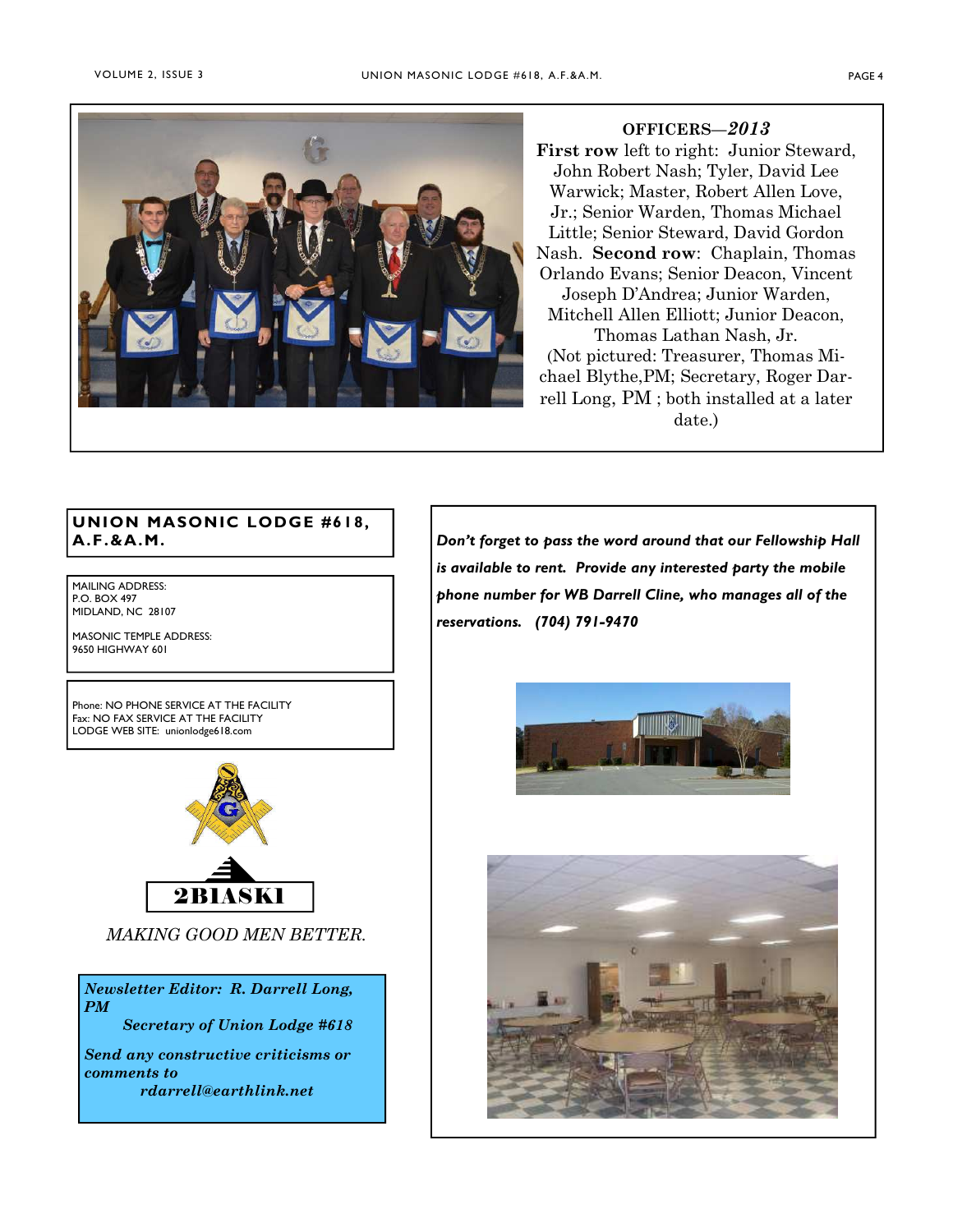**OFFICERS—*2013***

**First row** left to right: Junior Steward, John Robert Nash; Tyler, David Lee Warwick; Master, Robert Allen Love, Jr.; Senior Warden, Thomas Michael Little; Senior Steward, David Gordon Nash. **Second row**: Chaplain, Thomas Orlando Evans; Senior Deacon, Vincent Joseph D'Andrea; Junior Warden, Mitchell Allen Elliott; Junior Deacon, Thomas Lathan Nash, Jr. (Not pictured: Treasurer, Thomas Michael Blythe,PM; Secretary, Roger Darrell Long, PM ; both installed at a later date.)

## UNION MASONIC LODGE #618, A.F.&A.M.

MAILING ADDRESS:
P.O. BOX 497
MIDLAND, NC 28107

MASONIC TEMPLE ADDRESS:
9650 HIGHWAY 601

Phone: NO PHONE SERVICE AT THE FACILITY
Fax: NO FAX SERVICE AT THE FACILITY
LODGE WEB SITE: unionlodge618.com

2B1ASK1

*MAKING GOOD MEN BETTER.*

***Newsletter Editor: R. Darrell Long, PM***
***Secretary of Union Lodge #618***

***Send any constructive criticisms or comments to rdarrell@earthlink.net***

***Don't forget to pass the word around that our Fellowship Hall is available to rent. Provide any interested party the mobile phone number for WB Darrell Cline, who manages all of the reservations. (704) 791-9470***